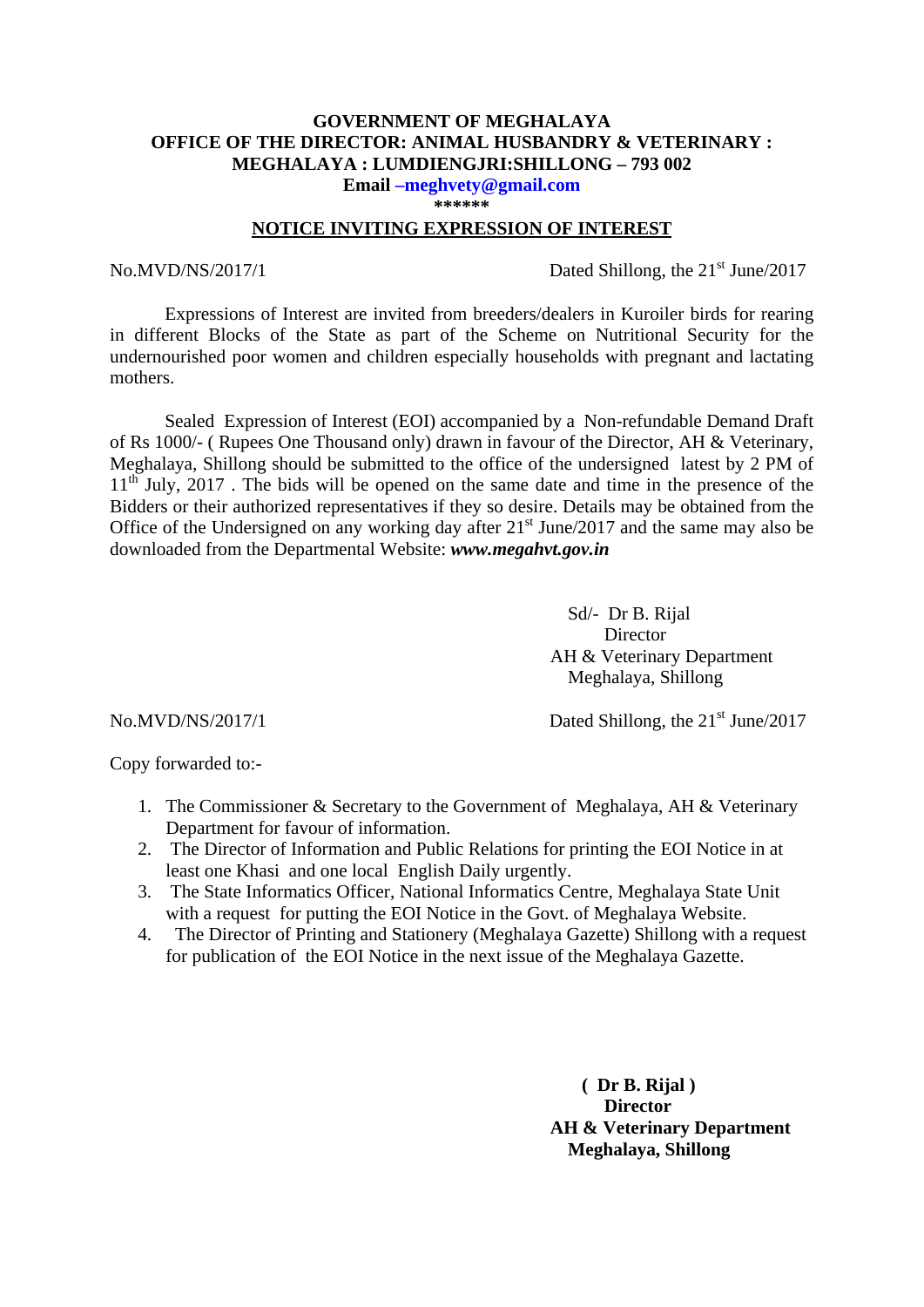**GOVERNMENT OF MEGHALAYA**
**OFFICE OF THE DIRECTOR: ANIMAL HUSBANDRY & VETERINARY :**
**MEGHALAYA : LUMDIENGJRI:SHILLONG – 793 002**
**Email –meghvety@gmail.com**
**\*\*\*\*\*\***

## NOTICE INVITING EXPRESSION OF INTEREST

No.MVD/NS/2017/1 Dated Shillong, the 21st June/2017

Expressions of Interest are invited from breeders/dealers in Kuroiler birds for rearing in different Blocks of the State as part of the Scheme on Nutritional Security for the undernourished poor women and children especially households with pregnant and lactating mothers.

Sealed Expression of Interest (EOI) accompanied by a Non-refundable Demand Draft of Rs 1000/- ( Rupees One Thousand only) drawn in favour of the Director, AH & Veterinary, Meghalaya, Shillong should be submitted to the office of the undersigned latest by 2 PM of 11th July, 2017 . The bids will be opened on the same date and time in the presence of the Bidders or their authorized representatives if they so desire. Details may be obtained from the Office of the Undersigned on any working day after 21st June/2017 and the same may also be downloaded from the Departmental Website: ***www.megahvt.gov.in***

Sd/- Dr B. Rijal
Director
AH & Veterinary Department
Meghalaya, Shillong

No.MVD/NS/2017/1 Dated Shillong, the 21st June/2017

Copy forwarded to:-

1. The Commissioner & Secretary to the Government of Meghalaya, AH & Veterinary Department for favour of information.
2. The Director of Information and Public Relations for printing the EOI Notice in at least one Khasi and one local English Daily urgently.
3. The State Informatics Officer, National Informatics Centre, Meghalaya State Unit with a request for putting the EOI Notice in the Govt. of Meghalaya Website.
4. The Director of Printing and Stationery (Meghalaya Gazette) Shillong with a request for publication of the EOI Notice in the next issue of the Meghalaya Gazette.

**( Dr B. Rijal )**
**Director**
**AH & Veterinary Department**
**Meghalaya, Shillong**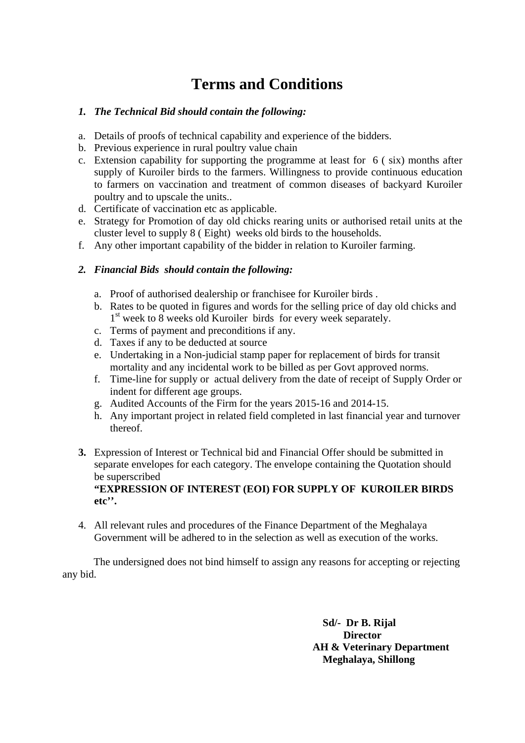# Terms and Conditions

1. ***The Technical Bid should contain the following:***

a. Details of proofs of technical capability and experience of the bidders.
b. Previous experience in rural poultry value chain
c. Extension capability for supporting the programme at least for 6 ( six) months after supply of Kuroiler birds to the farmers. Willingness to provide continuous education to farmers on vaccination and treatment of common diseases of backyard Kuroiler poultry and to upscale the units..
d. Certificate of vaccination etc as applicable.
e. Strategy for Promotion of day old chicks rearing units or authorised retail units at the cluster level to supply 8 ( Eight) weeks old birds to the households.
f. Any other important capability of the bidder in relation to Kuroiler farming.

2. ***Financial Bids should contain the following:***

   a. Proof of authorised dealership or franchisee for Kuroiler birds .
   b. Rates to be quoted in figures and words for the selling price of day old chicks and 1st week to 8 weeks old Kuroiler birds for every week separately.
   c. Terms of payment and preconditions if any.
   d. Taxes if any to be deducted at source
   e. Undertaking in a Non-judicial stamp paper for replacement of birds for transit mortality and any incidental work to be billed as per Govt approved norms.
   f. Time-line for supply or actual delivery from the date of receipt of Supply Order or indent for different age groups.
   g. Audited Accounts of the Firm for the years 2015-16 and 2014-15.
   h. Any important project in related field completed in last financial year and turnover thereof.

**3.** Expression of Interest or Technical bid and Financial Offer should be submitted in separate envelopes for each category. The envelope containing the Quotation should be superscribed
**"EXPRESSION OF INTEREST (EOI) FOR SUPPLY OF KUROILER BIRDS etc''.**

4. All relevant rules and procedures of the Finance Department of the Meghalaya Government will be adhered to in the selection as well as execution of the works.

The undersigned does not bind himself to assign any reasons for accepting or rejecting any bid.

**Sd/- Dr B. Rijal**
**Director**
**AH & Veterinary Department**
**Meghalaya, Shillong**